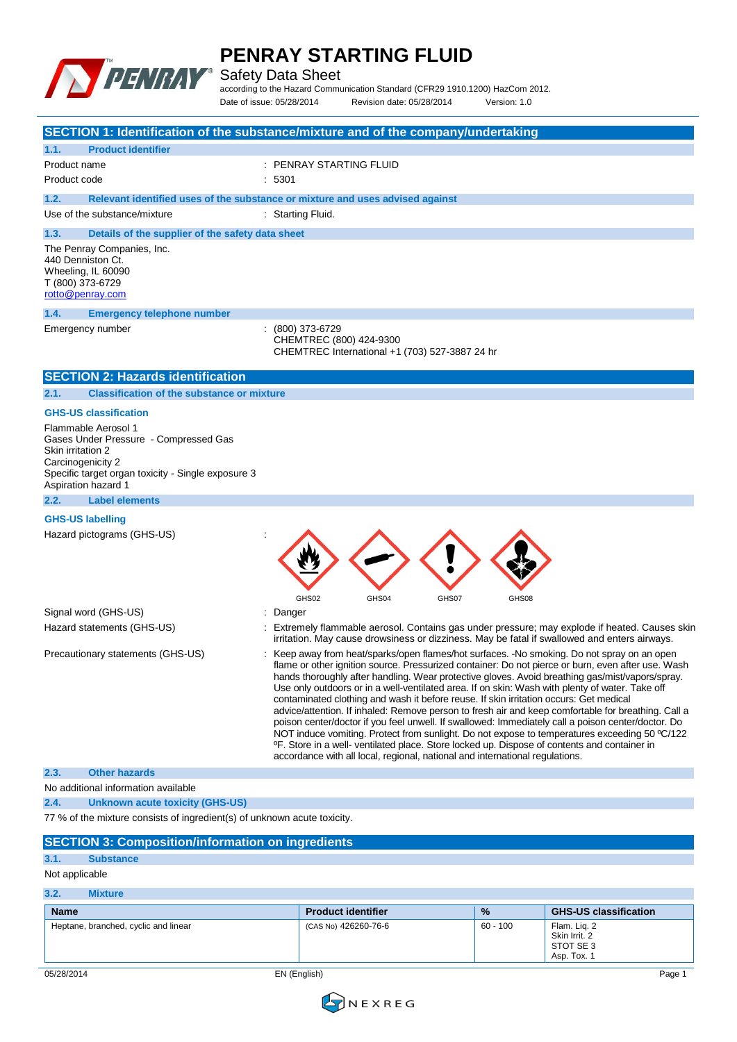# PENRAY STARTING FLUID

Safety Data Sheet

according to the Hazard Communication Standard (CFR29 1910.1200) HazCom 2012.

Date of issue: 05/28/2014 Revision date: 05/28/2014 Version: 1.0

## SECTION 1: Identification of the substance/mixture and of the company/undertaking

### 1.1. Product identifier

Product name : PENRAY STARTING FLUID

Product code : 5301

### 1.2. Relevant identified uses of the substance or mixture and uses advised against

Use of the substance/mixture : Starting Fluid.

### 1.3. Details of the supplier of the safety data sheet

The Penray Companies, Inc.
440 Denniston Ct.
Wheeling, IL 60090
T (800) 373-6729
rotto@penray.com

### 1.4. Emergency telephone number

Emergency number : (800) 373-6729
CHEMTREC (800) 424-9300
CHEMTREC International +1 (703) 527-3887 24 hr

## SECTION 2: Hazards identification

### 2.1. Classification of the substance or mixture

**GHS-US classification**

Flammable Aerosol 1
Gases Under Pressure - Compressed Gas
Skin irritation 2
Carcinogenicity 2
Specific target organ toxicity - Single exposure 3
Aspiration hazard 1

### 2.2. Label elements

**GHS-US labelling**

Hazard pictograms (GHS-US) :

GHS02 GHS04 GHS07 GHS08

Signal word (GHS-US) : Danger

Hazard statements (GHS-US) : Extremely flammable aerosol. Contains gas under pressure; may explode if heated. Causes skin irritation. May cause drowsiness or dizziness. May be fatal if swallowed and enters airways.

Precautionary statements (GHS-US) : Keep away from heat/sparks/open flames/hot surfaces. -No smoking. Do not spray on an open flame or other ignition source. Pressurized container: Do not pierce or burn, even after use. Wash hands thoroughly after handling. Wear protective gloves. Avoid breathing gas/mist/vapors/spray. Use only outdoors or in a well-ventilated area. If on skin: Wash with plenty of water. Take off contaminated clothing and wash it before reuse. If skin irritation occurs: Get medical advice/attention. If inhaled: Remove person to fresh air and keep comfortable for breathing. Call a poison center/doctor if you feel unwell. If swallowed: Immediately call a poison center/doctor. Do NOT induce vomiting. Protect from sunlight. Do not expose to temperatures exceeding 50 ºC/122 ºF. Store in a well- ventilated place. Store locked up. Dispose of contents and container in accordance with all local, regional, national and international regulations.

### 2.3. Other hazards

No additional information available

### 2.4. Unknown acute toxicity (GHS-US)

77 % of the mixture consists of ingredient(s) of unknown acute toxicity.

## SECTION 3: Composition/information on ingredients

### 3.1. Substance

Not applicable

### 3.2. Mixture

| Name | Product identifier | % | GHS-US classification |
|---|---|---|---|
| Heptane, branched, cyclic and linear | (CAS No) 426260-76-6 | 60 - 100 | Flam. Liq. 2<br>Skin Irrit. 2<br>STOT SE 3<br>Asp. Tox. 1 |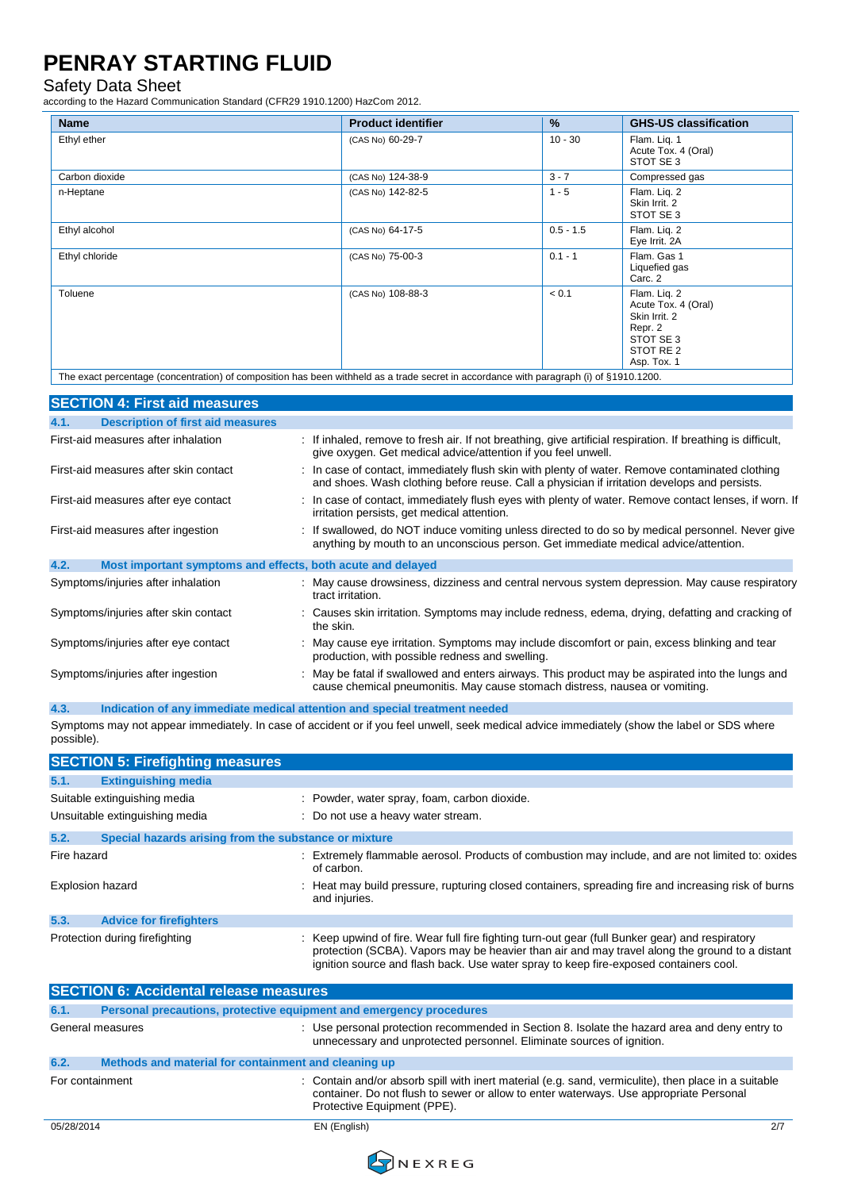| Name | Product identifier | % | GHS-US classification |
|---|---|---|---|
| Ethyl ether | (CAS No) 60-29-7 | 10 - 30 | Flam. Liq. 1<br>Acute Tox. 4 (Oral)<br>STOT SE 3 |
| Carbon dioxide | (CAS No) 124-38-9 | 3 - 7 | Compressed gas |
| n-Heptane | (CAS No) 142-82-5 | 1 - 5 | Flam. Liq. 2<br>Skin Irrit. 2<br>STOT SE 3 |
| Ethyl alcohol | (CAS No) 64-17-5 | 0.5 - 1.5 | Flam. Liq. 2<br>Eye Irrit. 2A |
| Ethyl chloride | (CAS No) 75-00-3 | 0.1 - 1 | Flam. Gas 1<br>Liquefied gas<br>Carc. 2 |
| Toluene | (CAS No) 108-88-3 | < 0.1 | Flam. Liq. 2<br>Acute Tox. 4 (Oral)<br>Skin Irrit. 2<br>Repr. 2<br>STOT SE 3<br>STOT RE 2<br>Asp. Tox. 1 |

The exact percentage (concentration) of composition has been withheld as a trade secret in accordance with paragraph (i) of §1910.1200.

## SECTION 4: First aid measures

### 4.1. Description of first aid measures

First-aid measures after inhalation : If inhaled, remove to fresh air. If not breathing, give artificial respiration. If breathing is difficult, give oxygen. Get medical advice/attention if you feel unwell.

First-aid measures after skin contact : In case of contact, immediately flush skin with plenty of water. Remove contaminated clothing and shoes. Wash clothing before reuse. Call a physician if irritation develops and persists.

First-aid measures after eye contact : In case of contact, immediately flush eyes with plenty of water. Remove contact lenses, if worn. If irritation persists, get medical attention.

First-aid measures after ingestion : If swallowed, do NOT induce vomiting unless directed to do so by medical personnel. Never give anything by mouth to an unconscious person. Get immediate medical advice/attention.

### 4.2. Most important symptoms and effects, both acute and delayed

Symptoms/injuries after inhalation : May cause drowsiness, dizziness and central nervous system depression. May cause respiratory tract irritation.

Symptoms/injuries after skin contact : Causes skin irritation. Symptoms may include redness, edema, drying, defatting and cracking of the skin.

Symptoms/injuries after eye contact : May cause eye irritation. Symptoms may include discomfort or pain, excess blinking and tear production, with possible redness and swelling.

Symptoms/injuries after ingestion : May be fatal if swallowed and enters airways. This product may be aspirated into the lungs and cause chemical pneumonitis. May cause stomach distress, nausea or vomiting.

### 4.3. Indication of any immediate medical attention and special treatment needed

Symptoms may not appear immediately. In case of accident or if you feel unwell, seek medical advice immediately (show the label or SDS where possible).

## SECTION 5: Firefighting measures

### 5.1. Extinguishing media

Suitable extinguishing media : Powder, water spray, foam, carbon dioxide.

Unsuitable extinguishing media : Do not use a heavy water stream.

### 5.2. Special hazards arising from the substance or mixture

Fire hazard : Extremely flammable aerosol. Products of combustion may include, and are not limited to: oxides of carbon.

Explosion hazard : Heat may build pressure, rupturing closed containers, spreading fire and increasing risk of burns and injuries.

### 5.3. Advice for firefighters

Protection during firefighting : Keep upwind of fire. Wear full fire fighting turn-out gear (full Bunker gear) and respiratory protection (SCBA). Vapors may be heavier than air and may travel along the ground to a distant ignition source and flash back. Use water spray to keep fire-exposed containers cool.

## SECTION 6: Accidental release measures

### 6.1. Personal precautions, protective equipment and emergency procedures

General measures : Use personal protection recommended in Section 8. Isolate the hazard area and deny entry to unnecessary and unprotected personnel. Eliminate sources of ignition.

### 6.2. Methods and material for containment and cleaning up

For containment : Contain and/or absorb spill with inert material (e.g. sand, vermiculite), then place in a suitable container. Do not flush to sewer or allow to enter waterways. Use appropriate Personal Protective Equipment (PPE).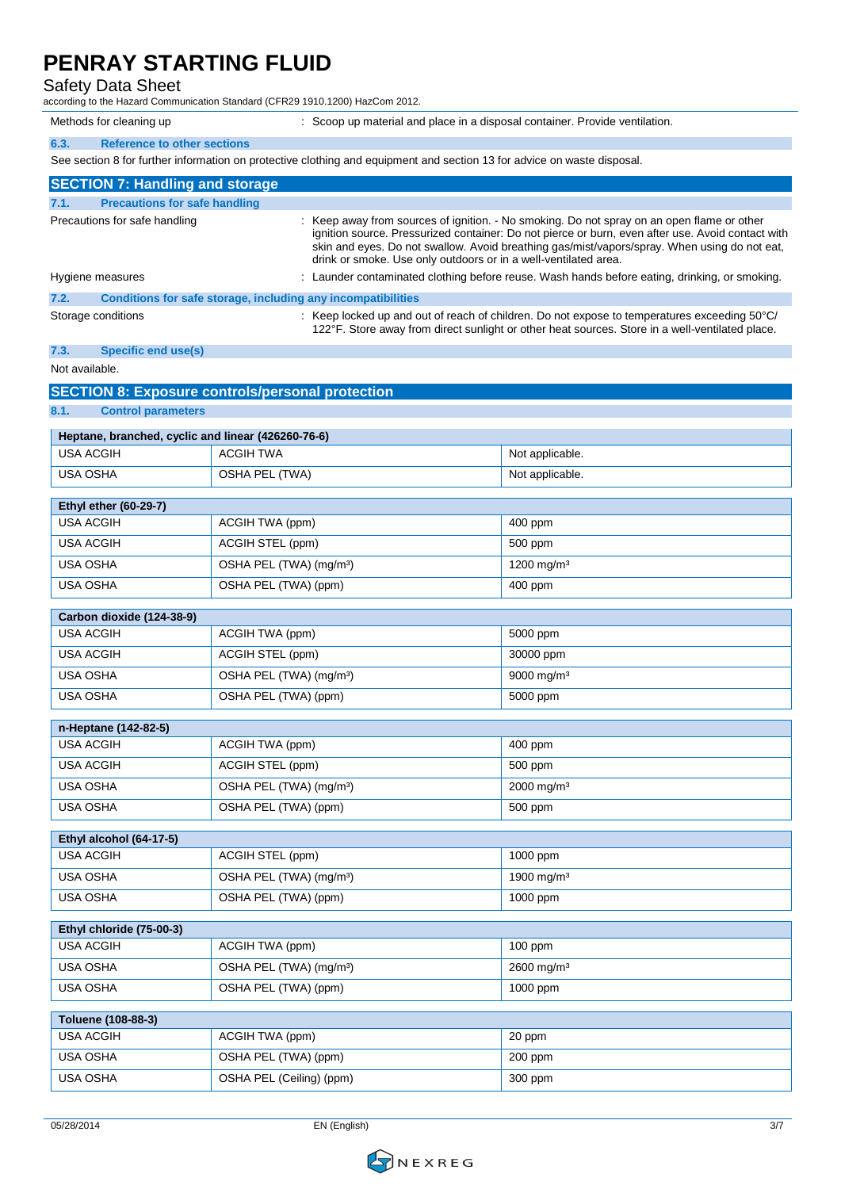| | |
|---|---|
| Methods for cleaning up | : Scoop up material and place in a disposal container. Provide ventilation. |

### 6.3. Reference to other sections

See section 8 for further information on protective clothing and equipment and section 13 for advice on waste disposal.

## SECTION 7: Handling and storage

### 7.1. Precautions for safe handling

| | |
|---|---|
| Precautions for safe handling | : Keep away from sources of ignition. - No smoking. Do not spray on an open flame or other ignition source. Pressurized container: Do not pierce or burn, even after use. Avoid contact with skin and eyes. Do not swallow. Avoid breathing gas/mist/vapors/spray. When using do not eat, drink or smoke. Use only outdoors or in a well-ventilated area. |
| Hygiene measures | : Launder contaminated clothing before reuse. Wash hands before eating, drinking, or smoking. |

### 7.2. Conditions for safe storage, including any incompatibilities

| | |
|---|---|
| Storage conditions | : Keep locked up and out of reach of children. Do not expose to temperatures exceeding 50°C/ 122°F. Store away from direct sunlight or other heat sources. Store in a well-ventilated place. |

### 7.3. Specific end use(s)

Not available.

## SECTION 8: Exposure controls/personal protection

### 8.1. Control parameters

| Heptane, branched, cyclic and linear (426260-76-6) | | |
|---|---|---|
| USA ACGIH | ACGIH TWA | Not applicable. |
| USA OSHA | OSHA PEL (TWA) | Not applicable. |

| Ethyl ether (60-29-7) | | |
|---|---|---|
| USA ACGIH | ACGIH TWA (ppm) | 400 ppm |
| USA ACGIH | ACGIH STEL (ppm) | 500 ppm |
| USA OSHA | OSHA PEL (TWA) (mg/m³) | 1200 mg/m³ |
| USA OSHA | OSHA PEL (TWA) (ppm) | 400 ppm |

| Carbon dioxide (124-38-9) | | |
|---|---|---|
| USA ACGIH | ACGIH TWA (ppm) | 5000 ppm |
| USA ACGIH | ACGIH STEL (ppm) | 30000 ppm |
| USA OSHA | OSHA PEL (TWA) (mg/m³) | 9000 mg/m³ |
| USA OSHA | OSHA PEL (TWA) (ppm) | 5000 ppm |

| n-Heptane (142-82-5) | | |
|---|---|---|
| USA ACGIH | ACGIH TWA (ppm) | 400 ppm |
| USA ACGIH | ACGIH STEL (ppm) | 500 ppm |
| USA OSHA | OSHA PEL (TWA) (mg/m³) | 2000 mg/m³ |
| USA OSHA | OSHA PEL (TWA) (ppm) | 500 ppm |

| Ethyl alcohol (64-17-5) | | |
|---|---|---|
| USA ACGIH | ACGIH STEL (ppm) | 1000 ppm |
| USA OSHA | OSHA PEL (TWA) (mg/m³) | 1900 mg/m³ |
| USA OSHA | OSHA PEL (TWA) (ppm) | 1000 ppm |

| Ethyl chloride (75-00-3) | | |
|---|---|---|
| USA ACGIH | ACGIH TWA (ppm) | 100 ppm |
| USA OSHA | OSHA PEL (TWA) (mg/m³) | 2600 mg/m³ |
| USA OSHA | OSHA PEL (TWA) (ppm) | 1000 ppm |

| Toluene (108-88-3) | | |
|---|---|---|
| USA ACGIH | ACGIH TWA (ppm) | 20 ppm |
| USA OSHA | OSHA PEL (TWA) (ppm) | 200 ppm |
| USA OSHA | OSHA PEL (Ceiling) (ppm) | 300 ppm |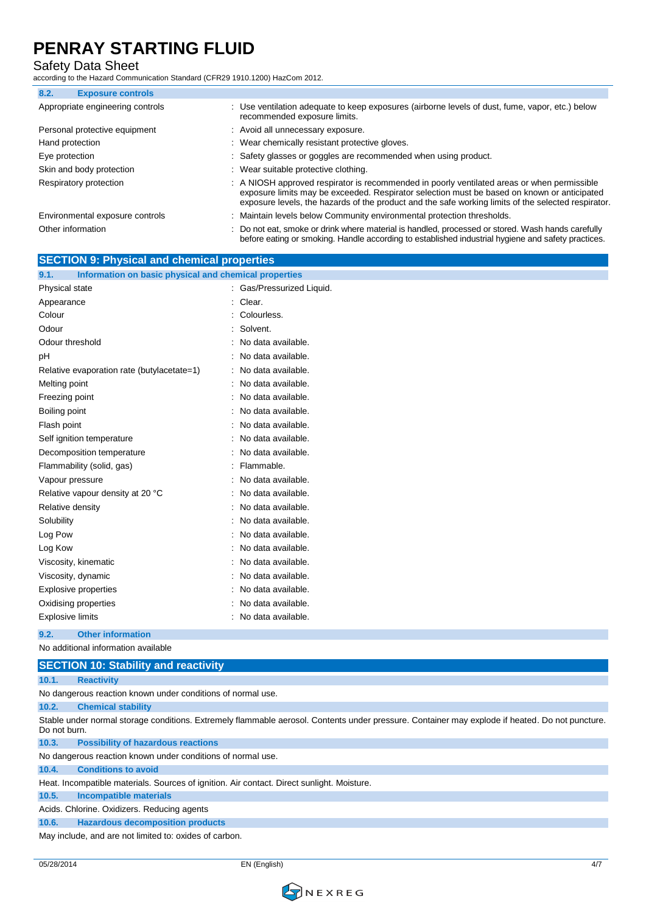### 8.2. Exposure controls

| | |
|---|---|
| Appropriate engineering controls | : Use ventilation adequate to keep exposures (airborne levels of dust, fume, vapor, etc.) below recommended exposure limits. |
| Personal protective equipment | : Avoid all unnecessary exposure. |
| Hand protection | : Wear chemically resistant protective gloves. |
| Eye protection | : Safety glasses or goggles are recommended when using product. |
| Skin and body protection | : Wear suitable protective clothing. |
| Respiratory protection | : A NIOSH approved respirator is recommended in poorly ventilated areas or when permissible exposure limits may be exceeded. Respirator selection must be based on known or anticipated exposure levels, the hazards of the product and the safe working limits of the selected respirator. |
| Environmental exposure controls | : Maintain levels below Community environmental protection thresholds. |
| Other information | : Do not eat, smoke or drink where material is handled, processed or stored. Wash hands carefully before eating or smoking. Handle according to established industrial hygiene and safety practices. |

## SECTION 9: Physical and chemical properties

### 9.1. Information on basic physical and chemical properties

| | |
|---|---|
| Physical state | : Gas/Pressurized Liquid. |
| Appearance | : Clear. |
| Colour | : Colourless. |
| Odour | : Solvent. |
| Odour threshold | : No data available. |
| pH | : No data available. |
| Relative evaporation rate (butylacetate=1) | : No data available. |
| Melting point | : No data available. |
| Freezing point | : No data available. |
| Boiling point | : No data available. |
| Flash point | : No data available. |
| Self ignition temperature | : No data available. |
| Decomposition temperature | : No data available. |
| Flammability (solid, gas) | : Flammable. |
| Vapour pressure | : No data available. |
| Relative vapour density at 20 °C | : No data available. |
| Relative density | : No data available. |
| Solubility | : No data available. |
| Log Pow | : No data available. |
| Log Kow | : No data available. |
| Viscosity, kinematic | : No data available. |
| Viscosity, dynamic | : No data available. |
| Explosive properties | : No data available. |
| Oxidising properties | : No data available. |
| Explosive limits | : No data available. |

### 9.2. Other information

No additional information available

## SECTION 10: Stability and reactivity

### 10.1. Reactivity

No dangerous reaction known under conditions of normal use.

### 10.2. Chemical stability

Stable under normal storage conditions. Extremely flammable aerosol. Contents under pressure. Container may explode if heated. Do not puncture. Do not burn.

### 10.3. Possibility of hazardous reactions

No dangerous reaction known under conditions of normal use.

### 10.4. Conditions to avoid

Heat. Incompatible materials. Sources of ignition. Air contact. Direct sunlight. Moisture.

### 10.5. Incompatible materials

Acids. Chlorine. Oxidizers. Reducing agents

### 10.6. Hazardous decomposition products

May include, and are not limited to: oxides of carbon.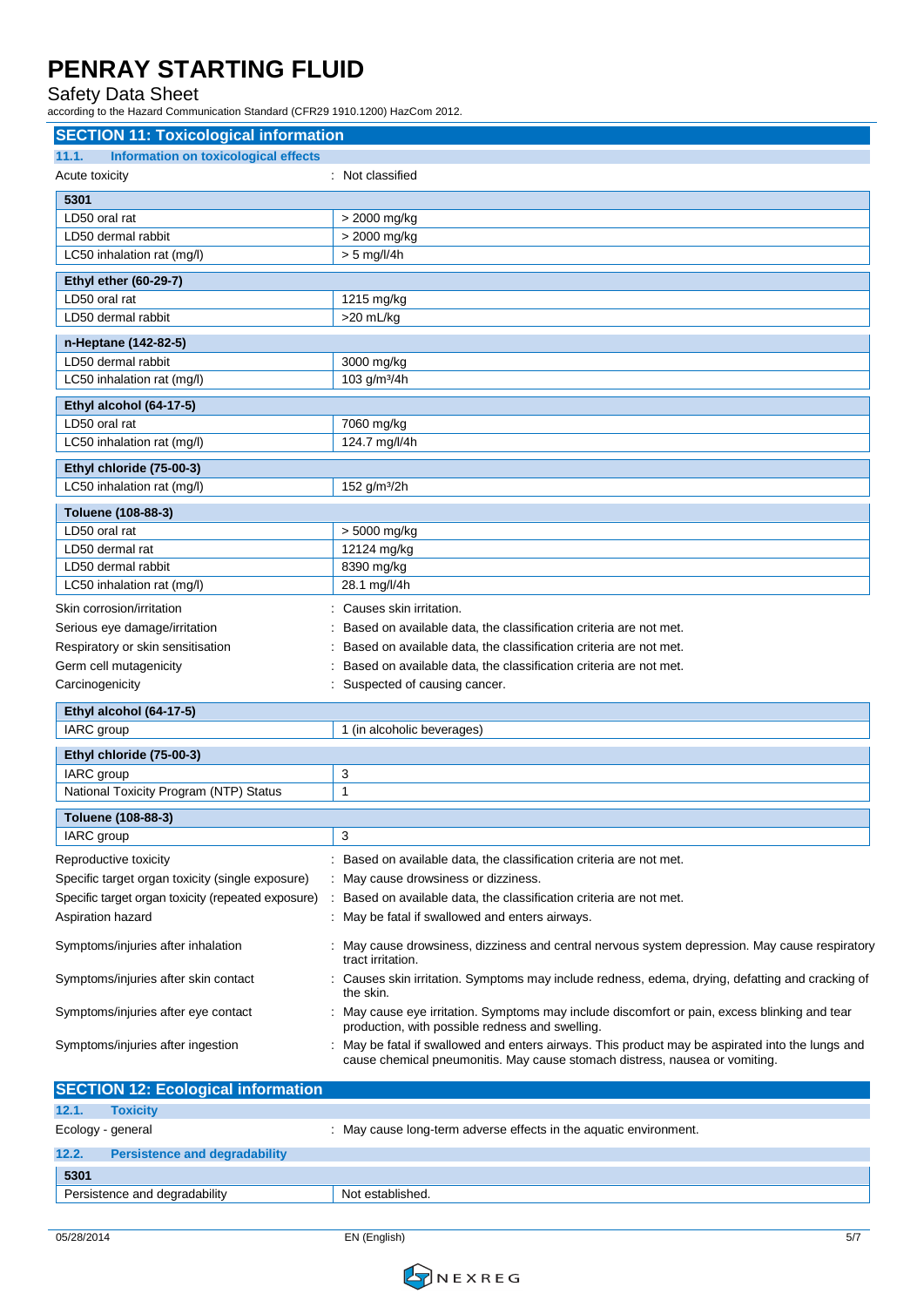## SECTION 11: Toxicological information

### 11.1. Information on toxicological effects

Acute toxicity : Not classified

| 5301 | |
|---|---|
| LD50 oral rat | > 2000 mg/kg |
| LD50 dermal rabbit | > 2000 mg/kg |
| LC50 inhalation rat (mg/l) | > 5 mg/l/4h |

| Ethyl ether (60-29-7) | |
|---|---|
| LD50 oral rat | 1215 mg/kg |
| LD50 dermal rabbit | >20 mL/kg |

| n-Heptane (142-82-5) | |
|---|---|
| LD50 dermal rabbit | 3000 mg/kg |
| LC50 inhalation rat (mg/l) | 103 g/m³/4h |

| Ethyl alcohol (64-17-5) | |
|---|---|
| LD50 oral rat | 7060 mg/kg |
| LC50 inhalation rat (mg/l) | 124.7 mg/l/4h |

| Ethyl chloride (75-00-3) | |
|---|---|
| LC50 inhalation rat (mg/l) | 152 g/m³/2h |

| Toluene (108-88-3) | |
|---|---|
| LD50 oral rat | > 5000 mg/kg |
| LD50 dermal rat | 12124 mg/kg |
| LD50 dermal rabbit | 8390 mg/kg |
| LC50 inhalation rat (mg/l) | 28.1 mg/l/4h |

Skin corrosion/irritation : Causes skin irritation.

Serious eye damage/irritation : Based on available data, the classification criteria are not met.

Respiratory or skin sensitisation : Based on available data, the classification criteria are not met.

Germ cell mutagenicity : Based on available data, the classification criteria are not met.

Carcinogenicity : Suspected of causing cancer.

| Ethyl alcohol (64-17-5) | |
|---|---|
| IARC group | 1 (in alcoholic beverages) |

| Ethyl chloride (75-00-3) | |
|---|---|
| IARC group | 3 |
| National Toxicity Program (NTP) Status | 1 |

| Toluene (108-88-3) | |
|---|---|
| IARC group | 3 |

Reproductive toxicity : Based on available data, the classification criteria are not met.

Specific target organ toxicity (single exposure) : May cause drowsiness or dizziness.

Specific target organ toxicity (repeated exposure) : Based on available data, the classification criteria are not met.

Aspiration hazard : May be fatal if swallowed and enters airways.

Symptoms/injuries after inhalation : May cause drowsiness, dizziness and central nervous system depression. May cause respiratory tract irritation.

Symptoms/injuries after skin contact : Causes skin irritation. Symptoms may include redness, edema, drying, defatting and cracking of the skin.

Symptoms/injuries after eye contact : May cause eye irritation. Symptoms may include discomfort or pain, excess blinking and tear production, with possible redness and swelling.

Symptoms/injuries after ingestion : May be fatal if swallowed and enters airways. This product may be aspirated into the lungs and cause chemical pneumonitis. May cause stomach distress, nausea or vomiting.

## SECTION 12: Ecological information

### 12.1. Toxicity

Ecology - general : May cause long-term adverse effects in the aquatic environment.

### 12.2. Persistence and degradability

| 5301 | |
|---|---|
| Persistence and degradability | Not established. |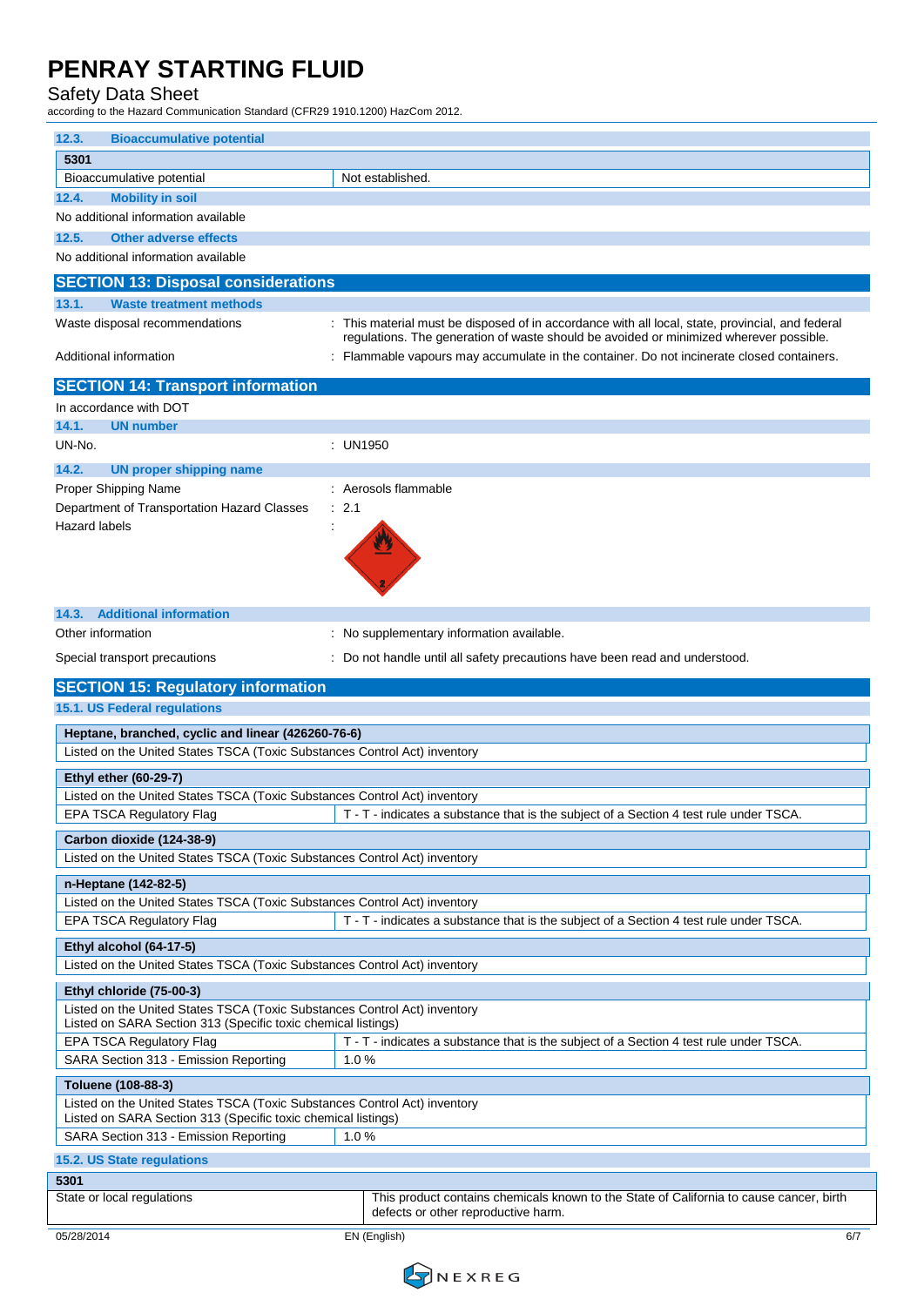### 12.3. Bioaccumulative potential

| 5301 | |
|---|---|
| Bioaccumulative potential | Not established. |

### 12.4. Mobility in soil

No additional information available

### 12.5. Other adverse effects

No additional information available

## SECTION 13: Disposal considerations

### 13.1. Waste treatment methods

Waste disposal recommendations : This material must be disposed of in accordance with all local, state, provincial, and federal regulations. The generation of waste should be avoided or minimized wherever possible.

Additional information : Flammable vapours may accumulate in the container. Do not incinerate closed containers.

## SECTION 14: Transport information

In accordance with DOT

### 14.1. UN number

UN-No. : UN1950

### 14.2. UN proper shipping name

Proper Shipping Name : Aerosols flammable

Department of Transportation Hazard Classes : 2.1

Hazard labels :

### 14.3. Additional information

Other information : No supplementary information available.

Special transport precautions : Do not handle until all safety precautions have been read and understood.

## SECTION 15: Regulatory information

### 15.1. US Federal regulations

| Heptane, branched, cyclic and linear (426260-76-6) | |
|---|---|
| Listed on the United States TSCA (Toxic Substances Control Act) inventory | |

| Ethyl ether (60-29-7) | |
|---|---|
| Listed on the United States TSCA (Toxic Substances Control Act) inventory | |
| EPA TSCA Regulatory Flag | T - T - indicates a substance that is the subject of a Section 4 test rule under TSCA. |

| Carbon dioxide (124-38-9) | |
|---|---|
| Listed on the United States TSCA (Toxic Substances Control Act) inventory | |

| n-Heptane (142-82-5) | |
|---|---|
| Listed on the United States TSCA (Toxic Substances Control Act) inventory | |
| EPA TSCA Regulatory Flag | T - T - indicates a substance that is the subject of a Section 4 test rule under TSCA. |

| Ethyl alcohol (64-17-5) | |
|---|---|
| Listed on the United States TSCA (Toxic Substances Control Act) inventory | |

| Ethyl chloride (75-00-3) | |
|---|---|
| Listed on the United States TSCA (Toxic Substances Control Act) inventory<br>Listed on SARA Section 313 (Specific toxic chemical listings) | |
| EPA TSCA Regulatory Flag | T - T - indicates a substance that is the subject of a Section 4 test rule under TSCA. |
| SARA Section 313 - Emission Reporting | 1.0 % |

| Toluene (108-88-3) | |
|---|---|
| Listed on the United States TSCA (Toxic Substances Control Act) inventory<br>Listed on SARA Section 313 (Specific toxic chemical listings) | |
| SARA Section 313 - Emission Reporting | 1.0 % |

### 15.2. US State regulations

| 5301 | |
|---|---|
| State or local regulations | This product contains chemicals known to the State of California to cause cancer, birth defects or other reproductive harm. |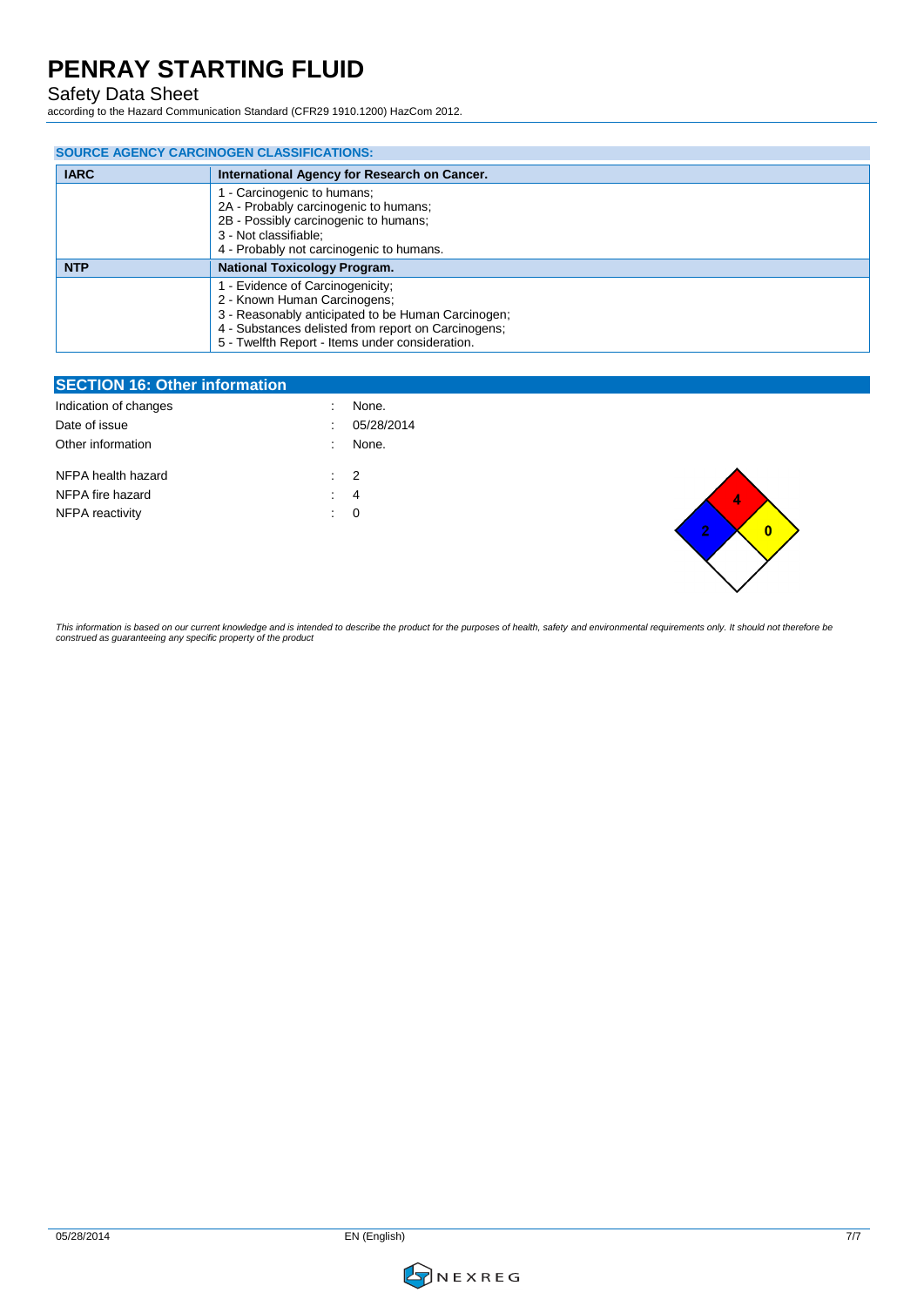# PENRAY STARTING FLUID

Safety Data Sheet

according to the Hazard Communication Standard (CFR29 1910.1200) HazCom 2012.

**SOURCE AGENCY CARCINOGEN CLASSIFICATIONS:**

| | |
|---|---|
| **IARC** | **International Agency for Research on Cancer.** |
| | 1 - Carcinogenic to humans;<br>2A - Probably carcinogenic to humans;<br>2B - Possibly carcinogenic to humans;<br>3 - Not classifiable;<br>4 - Probably not carcinogenic to humans. |
| **NTP** | **National Toxicology Program.** |
| | 1 - Evidence of Carcinogenicity;<br>2 - Known Human Carcinogens;<br>3 - Reasonably anticipated to be Human Carcinogen;<br>4 - Substances delisted from report on Carcinogens;<br>5 - Twelfth Report - Items under consideration. |

## SECTION 16: Other information

| | | |
|---|---|---|
| Indication of changes | : | None. |
| Date of issue | : | 05/28/2014 |
| Other information | : | None. |
| NFPA health hazard | : | 2 |
| NFPA fire hazard | : | 4 |
| NFPA reactivity | : | 0 |

4

2

0

*This information is based on our current knowledge and is intended to describe the product for the purposes of health, safety and environmental requirements only. It should not therefore be construed as guaranteeing any specific property of the product*